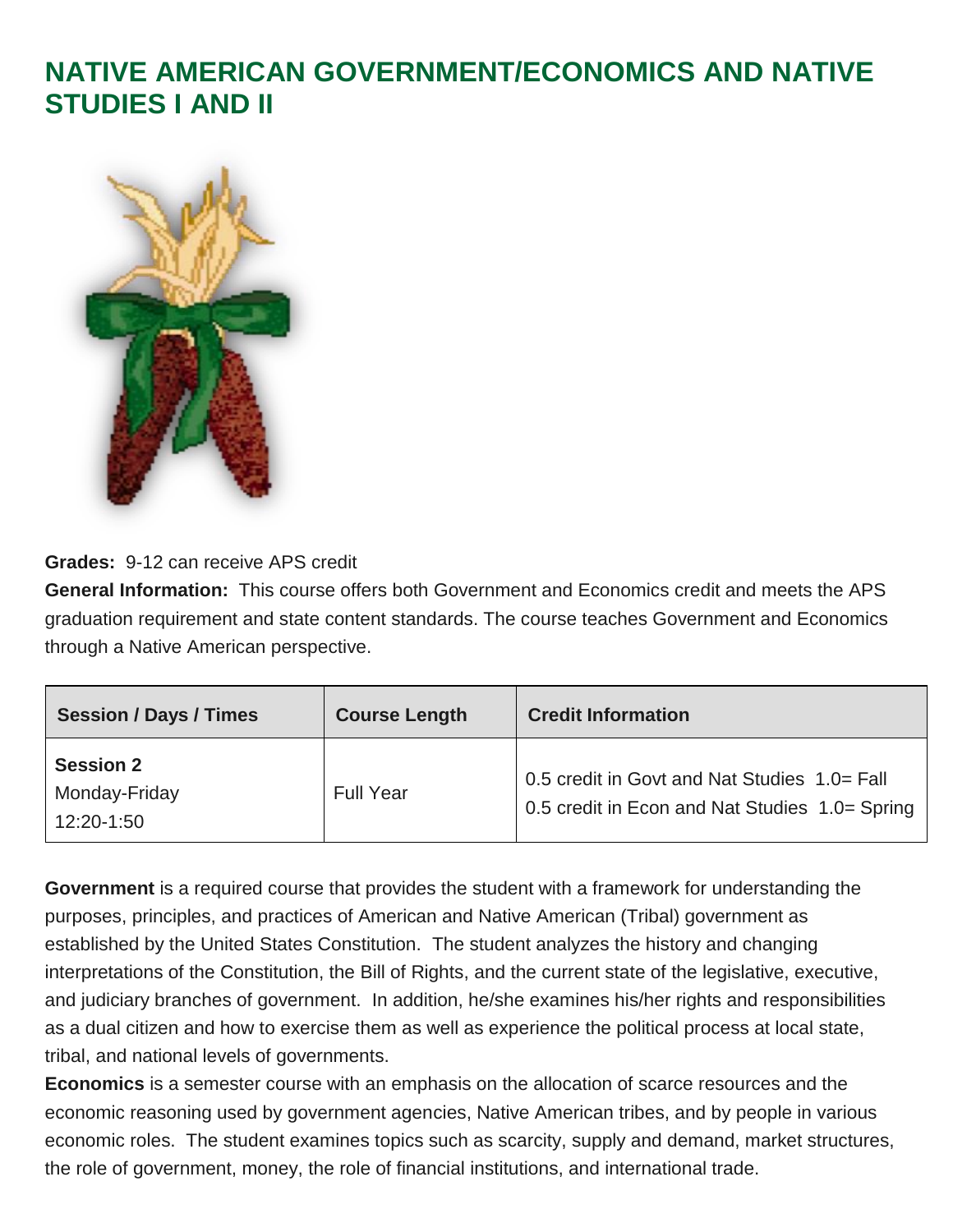# NATIVE AMERICAN GOVERNMENT/ECONOMICS AND NATIVE STUDIES I AND II

**Grades:** 9-12 can receive APS credit

**General Information:** This course offers both Government and Economics credit and meets the APS graduation requirement and state content standards. The course teaches Government and Economics through a Native American perspective.

| Session / Days / Times | Course Length | Credit Information |
| --- | --- | --- |
| **Session 2** Monday-Friday 12:20-1:50 | Full Year | 0.5 credit in Govt and Nat Studies 1.0= Fall 0.5 credit in Econ and Nat Studies 1.0= Spring |

**Government** is a required course that provides the student with a framework for understanding the purposes, principles, and practices of American and Native American (Tribal) government as established by the United States Constitution. The student analyzes the history and changing interpretations of the Constitution, the Bill of Rights, and the current state of the legislative, executive, and judiciary branches of government. In addition, he/she examines his/her rights and responsibilities as a dual citizen and how to exercise them as well as experience the political process at local state, tribal, and national levels of governments.

**Economics** is a semester course with an emphasis on the allocation of scarce resources and the economic reasoning used by government agencies, Native American tribes, and by people in various economic roles. The student examines topics such as scarcity, supply and demand, market structures, the role of government, money, the role of financial institutions, and international trade.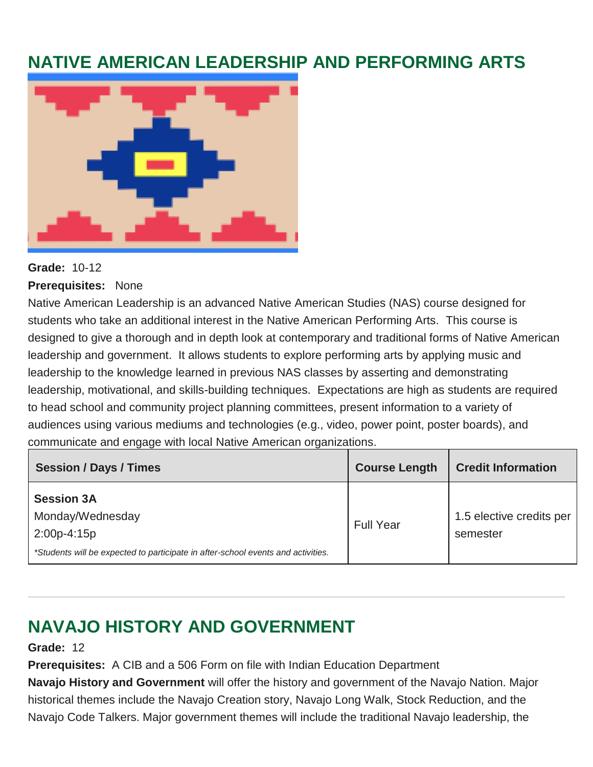## NATIVE AMERICAN LEADERSHIP AND PERFORMING ARTS

**Grade:** 10-12

**Prerequisites:** None

Native American Leadership is an advanced Native American Studies (NAS) course designed for students who take an additional interest in the Native American Performing Arts. This course is designed to give a thorough and in depth look at contemporary and traditional forms of Native American leadership and government. It allows students to explore performing arts by applying music and leadership to the knowledge learned in previous NAS classes by asserting and demonstrating leadership, motivational, and skills-building techniques. Expectations are high as students are required to head school and community project planning committees, present information to a variety of audiences using various mediums and technologies (e.g., video, power point, poster boards), and communicate and engage with local Native American organizations.

| Session / Days / Times | Course Length | Credit Information |
|---|---|---|
| **Session 3A**<br>Monday/Wednesday<br>2:00p-4:15p<br>*\*Students will be expected to participate in after-school events and activities.* | Full Year | 1.5 elective credits per semester |

---

## NAVAJO HISTORY AND GOVERNMENT

**Grade:** 12

**Prerequisites:** A CIB and a 506 Form on file with Indian Education Department

**Navajo History and Government** will offer the history and government of the Navajo Nation. Major historical themes include the Navajo Creation story, Navajo Long Walk, Stock Reduction, and the Navajo Code Talkers. Major government themes will include the traditional Navajo leadership, the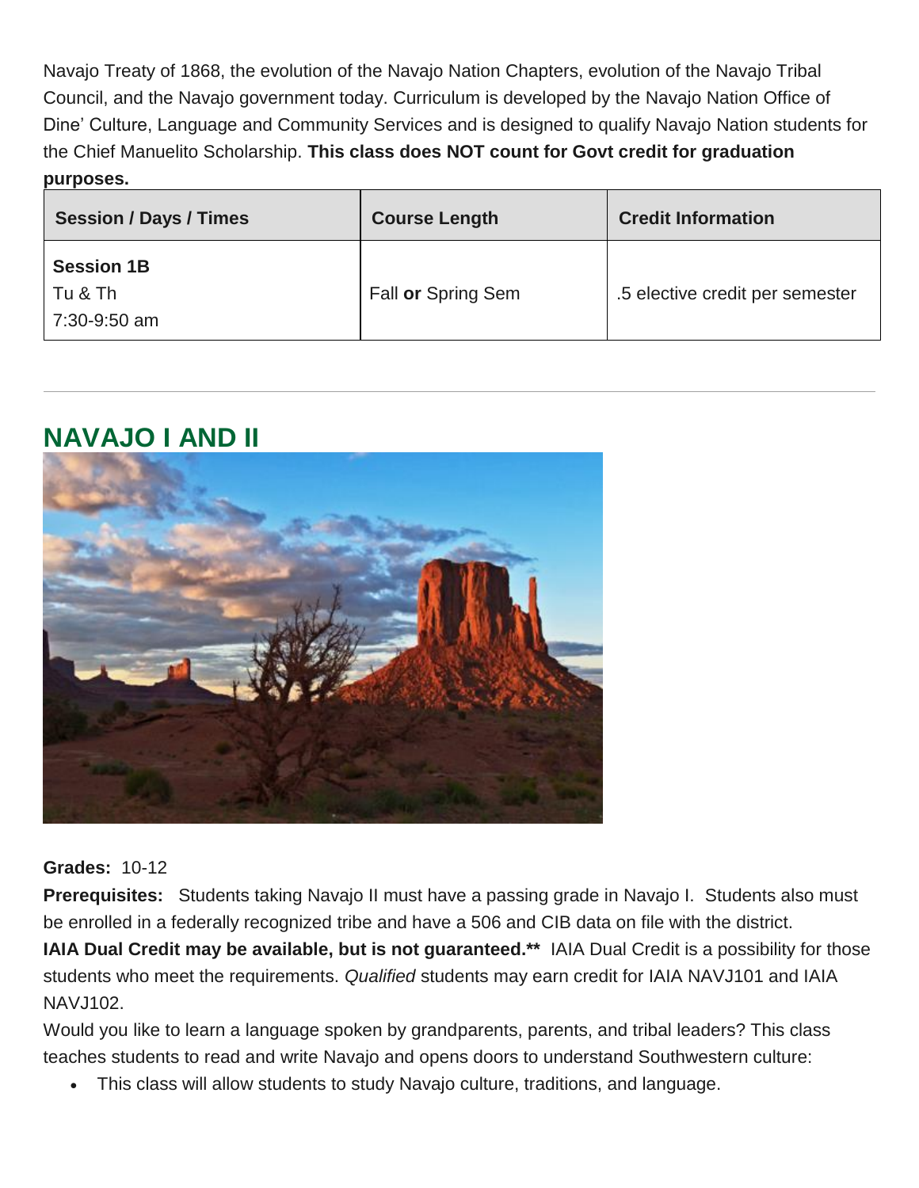Navajo Treaty of 1868, the evolution of the Navajo Nation Chapters, evolution of the Navajo Tribal Council, and the Navajo government today. Curriculum is developed by the Navajo Nation Office of Dine' Culture, Language and Community Services and is designed to qualify Navajo Nation students for the Chief Manuelito Scholarship. **This class does NOT count for Govt credit for graduation purposes.**

| Session / Days / Times | Course Length | Credit Information |
|---|---|---|
| **Session 1B**<br>Tu & Th<br>7:30-9:50 am | Fall **or** Spring Sem | .5 elective credit per semester |

---

## NAVAJO I AND II

**Grades:** 10-12

**Prerequisites:** Students taking Navajo II must have a passing grade in Navajo I. Students also must be enrolled in a federally recognized tribe and have a 506 and CIB data on file with the district.

**IAIA Dual Credit may be available, but is not guaranteed.\*\*** IAIA Dual Credit is a possibility for those students who meet the requirements. *Qualified* students may earn credit for IAIA NAVJ101 and IAIA NAVJ102.

Would you like to learn a language spoken by grandparents, parents, and tribal leaders? This class teaches students to read and write Navajo and opens doors to understand Southwestern culture:

- This class will allow students to study Navajo culture, traditions, and language.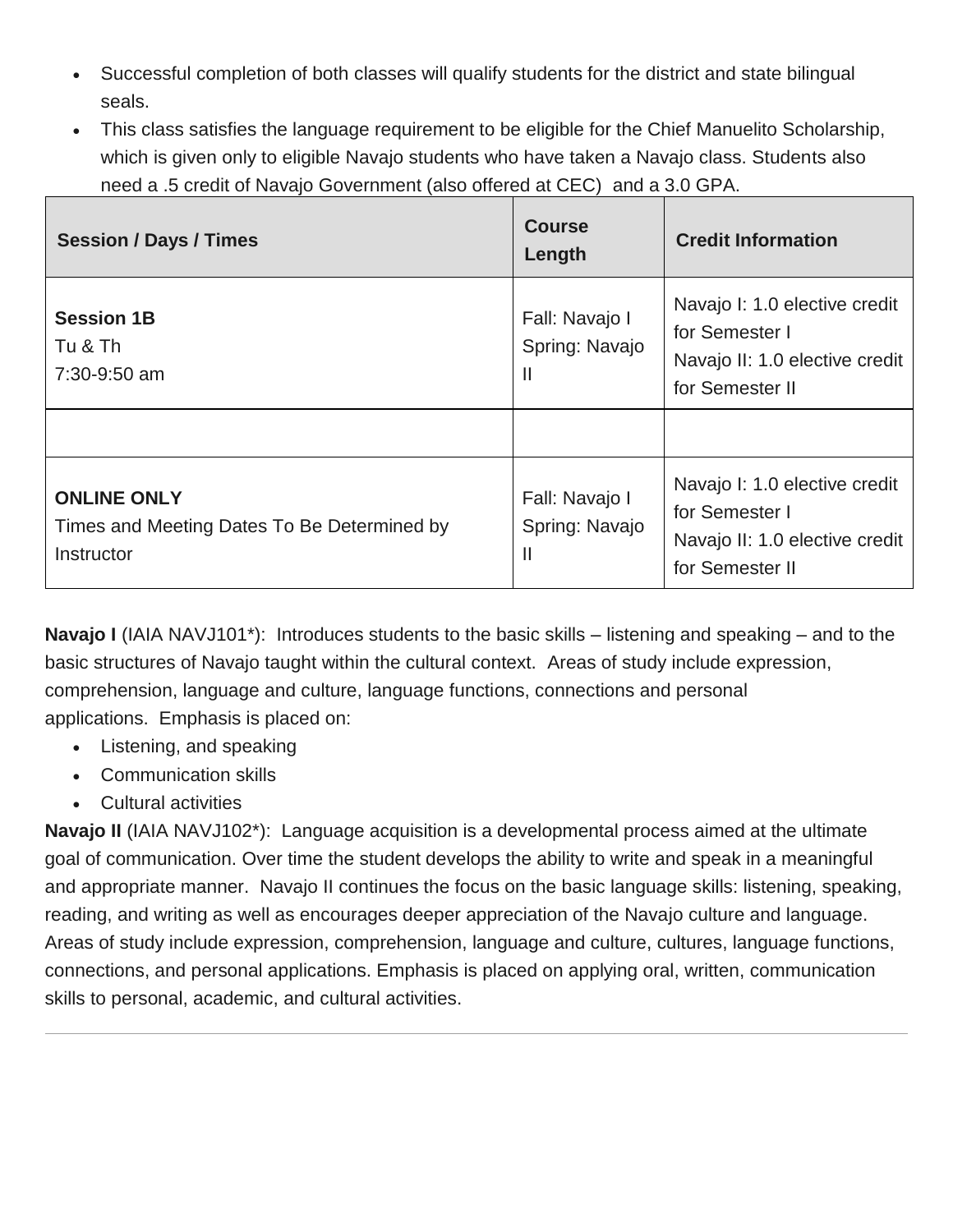- Successful completion of both classes will qualify students for the district and state bilingual seals.
- This class satisfies the language requirement to be eligible for the Chief Manuelito Scholarship, which is given only to eligible Navajo students who have taken a Navajo class. Students also need a .5 credit of Navajo Government (also offered at CEC) and a 3.0 GPA.

| Session / Days / Times | Course Length | Credit Information |
|---|---|---|
| **Session 1B**<br>Tu & Th<br>7:30-9:50 am | Fall: Navajo I<br>Spring: Navajo II | Navajo I: 1.0 elective credit for Semester I<br>Navajo II: 1.0 elective credit for Semester II |
| | | |
| **ONLINE ONLY**<br>Times and Meeting Dates To Be Determined by Instructor | Fall: Navajo I<br>Spring: Navajo II | Navajo I: 1.0 elective credit for Semester I<br>Navajo II: 1.0 elective credit for Semester II |

**Navajo I** (IAIA NAVJ101*): Introduces students to the basic skills – listening and speaking – and to the basic structures of Navajo taught within the cultural context. Areas of study include expression, comprehension, language and culture, language functions, connections and personal applications. Emphasis is placed on:

- Listening, and speaking
- Communication skills
- Cultural activities

**Navajo II** (IAIA NAVJ102*): Language acquisition is a developmental process aimed at the ultimate goal of communication. Over time the student develops the ability to write and speak in a meaningful and appropriate manner. Navajo II continues the focus on the basic language skills: listening, speaking, reading, and writing as well as encourages deeper appreciation of the Navajo culture and language. Areas of study include expression, comprehension, language and culture, cultures, language functions, connections, and personal applications. Emphasis is placed on applying oral, written, communication skills to personal, academic, and cultural activities.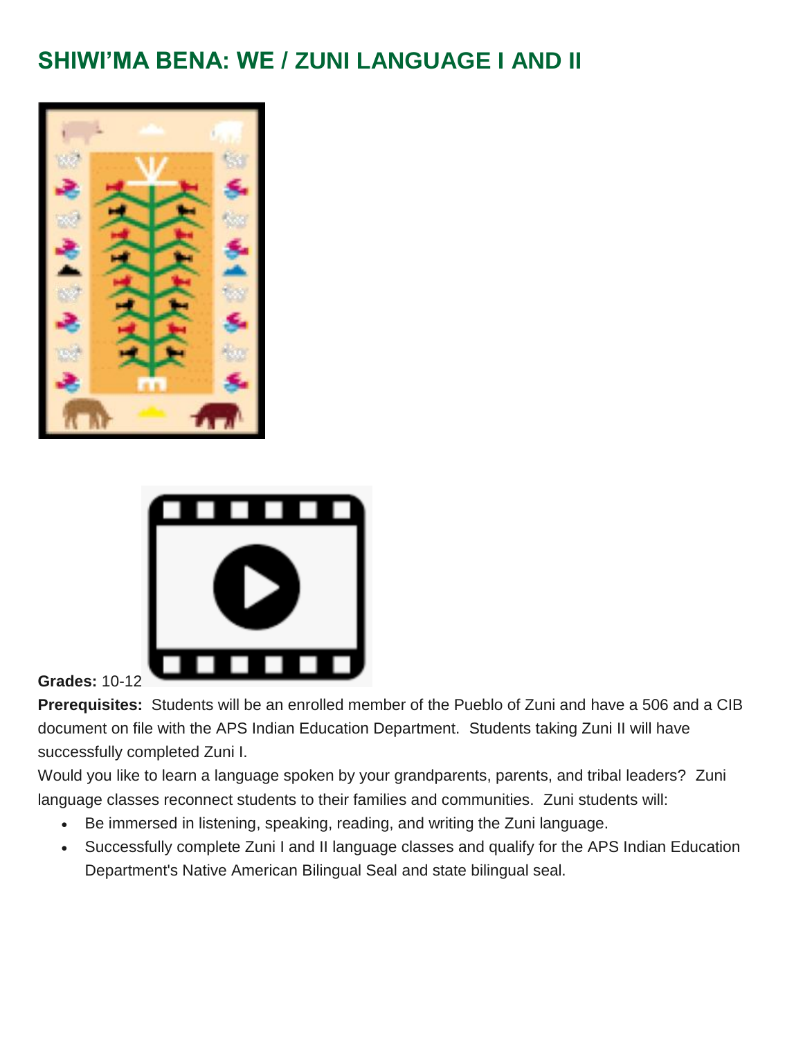## SHIWI'MA BENA: WE / ZUNI LANGUAGE I AND II

**Grades:** 10-12

**Prerequisites:** Students will be an enrolled member of the Pueblo of Zuni and have a 506 and a CIB document on file with the APS Indian Education Department. Students taking Zuni II will have successfully completed Zuni I.

Would you like to learn a language spoken by your grandparents, parents, and tribal leaders? Zuni language classes reconnect students to their families and communities. Zuni students will:

- Be immersed in listening, speaking, reading, and writing the Zuni language.
- Successfully complete Zuni I and II language classes and qualify for the APS Indian Education Department's Native American Bilingual Seal and state bilingual seal.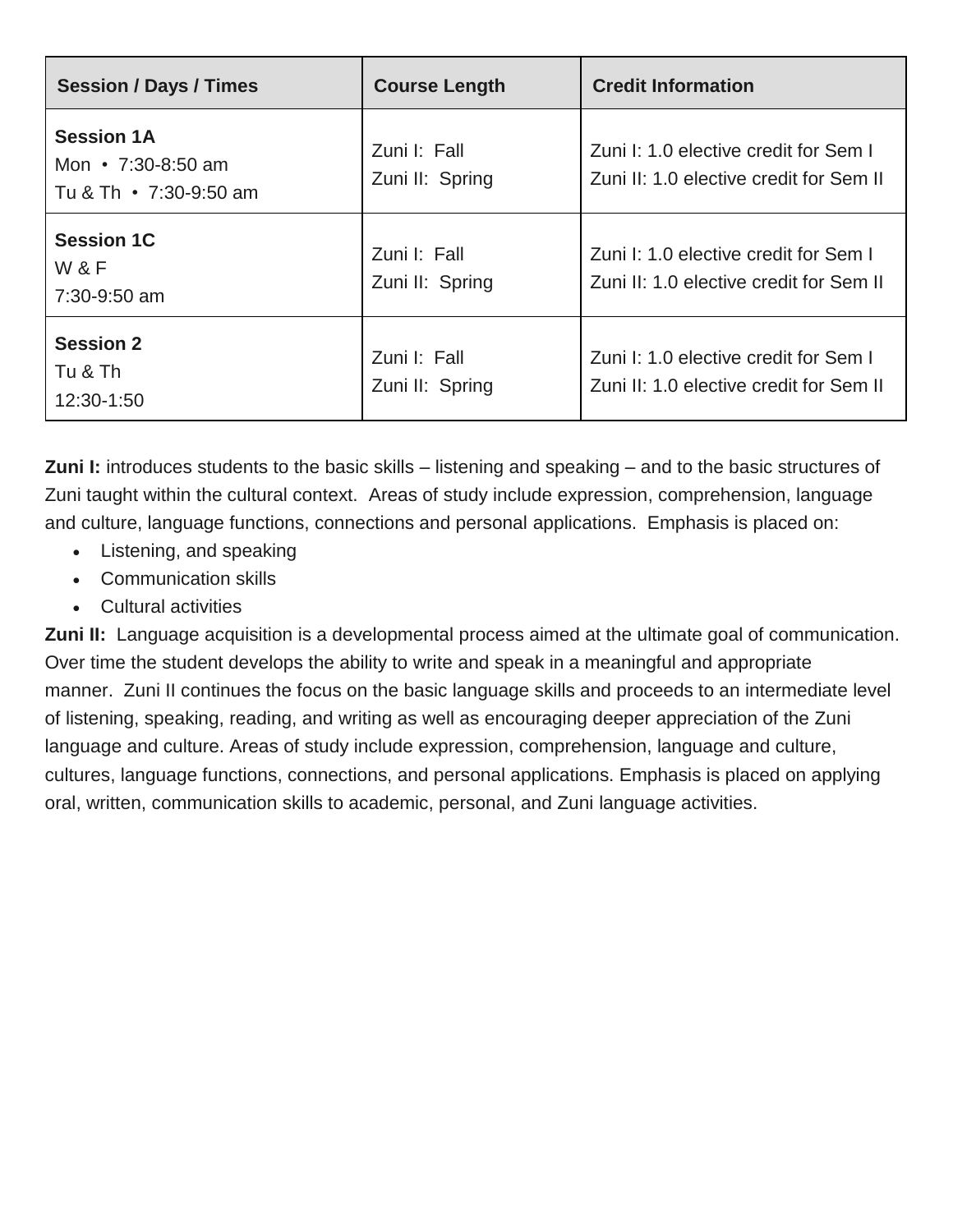| Session / Days / Times | Course Length | Credit Information |
|---|---|---|
| **Session 1A**<br>Mon • 7:30-8:50 am<br>Tu & Th • 7:30-9:50 am | Zuni I: Fall<br>Zuni II: Spring | Zuni I: 1.0 elective credit for Sem I<br>Zuni II: 1.0 elective credit for Sem II |
| **Session 1C**<br>W & F<br>7:30-9:50 am | Zuni I: Fall<br>Zuni II: Spring | Zuni I: 1.0 elective credit for Sem I<br>Zuni II: 1.0 elective credit for Sem II |
| **Session 2**<br>Tu & Th<br>12:30-1:50 | Zuni I: Fall<br>Zuni II: Spring | Zuni I: 1.0 elective credit for Sem I<br>Zuni II: 1.0 elective credit for Sem II |

**Zuni I:** introduces students to the basic skills – listening and speaking – and to the basic structures of Zuni taught within the cultural context. Areas of study include expression, comprehension, language and culture, language functions, connections and personal applications. Emphasis is placed on:

- Listening, and speaking
- Communication skills
- Cultural activities

**Zuni II:** Language acquisition is a developmental process aimed at the ultimate goal of communication. Over time the student develops the ability to write and speak in a meaningful and appropriate manner. Zuni II continues the focus on the basic language skills and proceeds to an intermediate level of listening, speaking, reading, and writing as well as encouraging deeper appreciation of the Zuni language and culture. Areas of study include expression, comprehension, language and culture, cultures, language functions, connections, and personal applications. Emphasis is placed on applying oral, written, communication skills to academic, personal, and Zuni language activities.